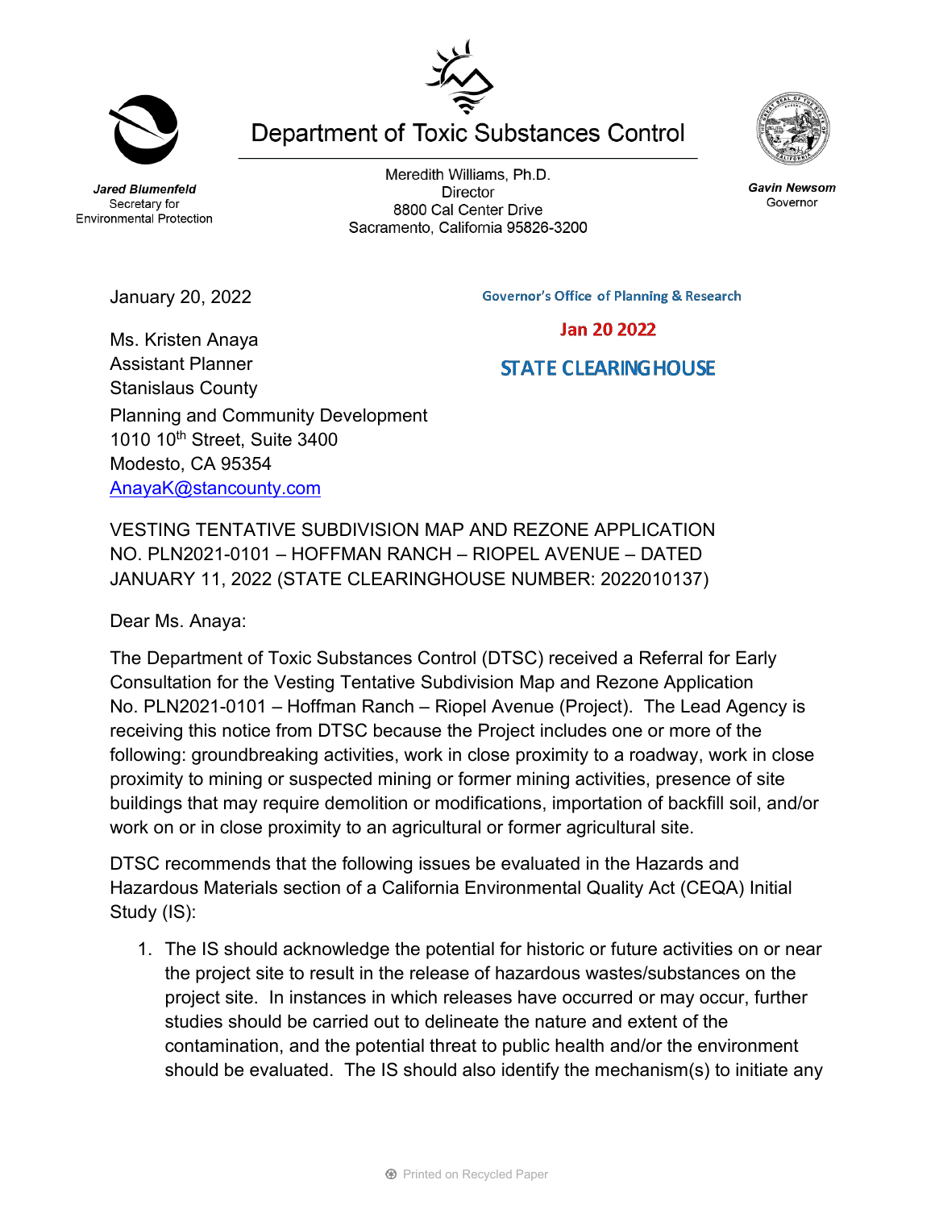# Department of Toxic Substances Control

*Jared Blumenfeld*
Secretary for
Environmental Protection

Meredith Williams, Ph.D.
Director
8800 Cal Center Drive
Sacramento, California 95826-3200

*Gavin Newsom*
Governor

January 20, 2022

Governor's Office of Planning & Research

Jan 20 2022

STATE CLEARINGHOUSE

Ms. Kristen Anaya
Assistant Planner
Stanislaus County
Planning and Community Development
1010 10th Street, Suite 3400
Modesto, CA 95354
AnayaK@stancounty.com

VESTING TENTATIVE SUBDIVISION MAP AND REZONE APPLICATION NO. PLN2021-0101 – HOFFMAN RANCH – RIOPEL AVENUE – DATED JANUARY 11, 2022 (STATE CLEARINGHOUSE NUMBER: 2022010137)

Dear Ms. Anaya:

The Department of Toxic Substances Control (DTSC) received a Referral for Early Consultation for the Vesting Tentative Subdivision Map and Rezone Application No. PLN2021-0101 – Hoffman Ranch – Riopel Avenue (Project). The Lead Agency is receiving this notice from DTSC because the Project includes one or more of the following: groundbreaking activities, work in close proximity to a roadway, work in close proximity to mining or suspected mining or former mining activities, presence of site buildings that may require demolition or modifications, importation of backfill soil, and/or work on or in close proximity to an agricultural or former agricultural site.

DTSC recommends that the following issues be evaluated in the Hazards and Hazardous Materials section of a California Environmental Quality Act (CEQA) Initial Study (IS):

1. The IS should acknowledge the potential for historic or future activities on or near the project site to result in the release of hazardous wastes/substances on the project site. In instances in which releases have occurred or may occur, further studies should be carried out to delineate the nature and extent of the contamination, and the potential threat to public health and/or the environment should be evaluated. The IS should also identify the mechanism(s) to initiate any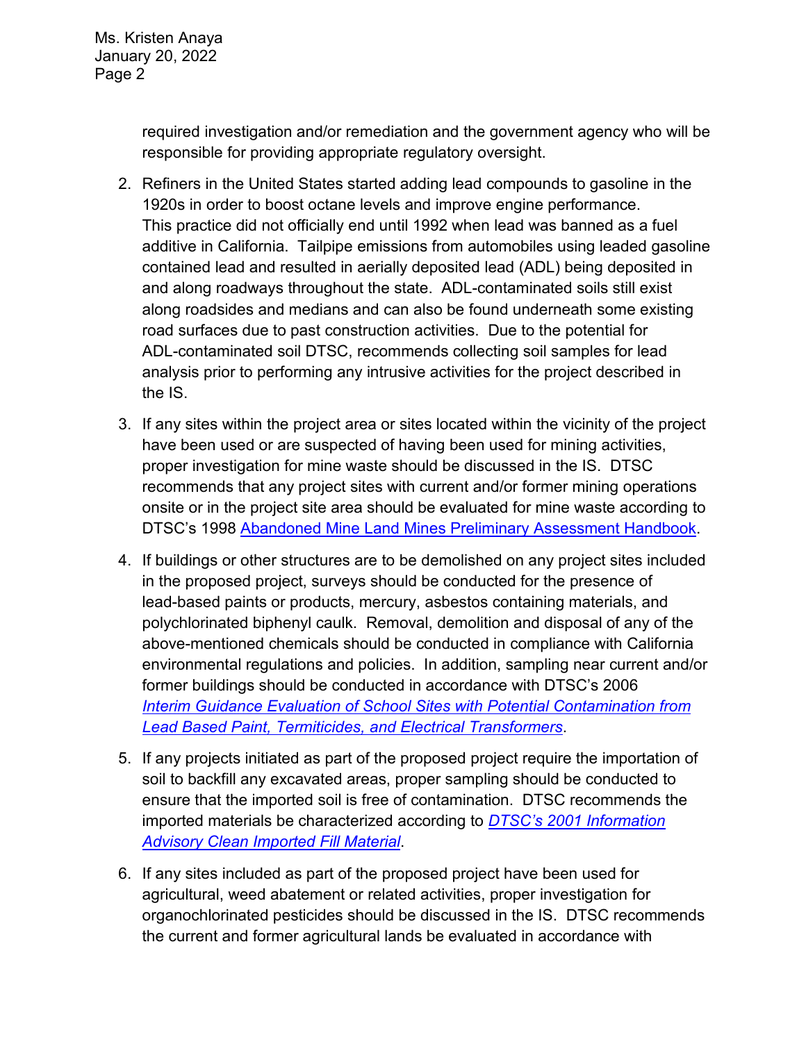required investigation and/or remediation and the government agency who will be responsible for providing appropriate regulatory oversight.

2. Refiners in the United States started adding lead compounds to gasoline in the 1920s in order to boost octane levels and improve engine performance. This practice did not officially end until 1992 when lead was banned as a fuel additive in California. Tailpipe emissions from automobiles using leaded gasoline contained lead and resulted in aerially deposited lead (ADL) being deposited in and along roadways throughout the state. ADL-contaminated soils still exist along roadsides and medians and can also be found underneath some existing road surfaces due to past construction activities. Due to the potential for ADL-contaminated soil DTSC, recommends collecting soil samples for lead analysis prior to performing any intrusive activities for the project described in the IS.

3. If any sites within the project area or sites located within the vicinity of the project have been used or are suspected of having been used for mining activities, proper investigation for mine waste should be discussed in the IS. DTSC recommends that any project sites with current and/or former mining operations onsite or in the project site area should be evaluated for mine waste according to DTSC's 1998 Abandoned Mine Land Mines Preliminary Assessment Handbook.

4. If buildings or other structures are to be demolished on any project sites included in the proposed project, surveys should be conducted for the presence of lead-based paints or products, mercury, asbestos containing materials, and polychlorinated biphenyl caulk. Removal, demolition and disposal of any of the above-mentioned chemicals should be conducted in compliance with California environmental regulations and policies. In addition, sampling near current and/or former buildings should be conducted in accordance with DTSC's 2006 *Interim Guidance Evaluation of School Sites with Potential Contamination from Lead Based Paint, Termiticides, and Electrical Transformers*.

5. If any projects initiated as part of the proposed project require the importation of soil to backfill any excavated areas, proper sampling should be conducted to ensure that the imported soil is free of contamination. DTSC recommends the imported materials be characterized according to *DTSC's 2001 Information Advisory Clean Imported Fill Material*.

6. If any sites included as part of the proposed project have been used for agricultural, weed abatement or related activities, proper investigation for organochlorinated pesticides should be discussed in the IS. DTSC recommends the current and former agricultural lands be evaluated in accordance with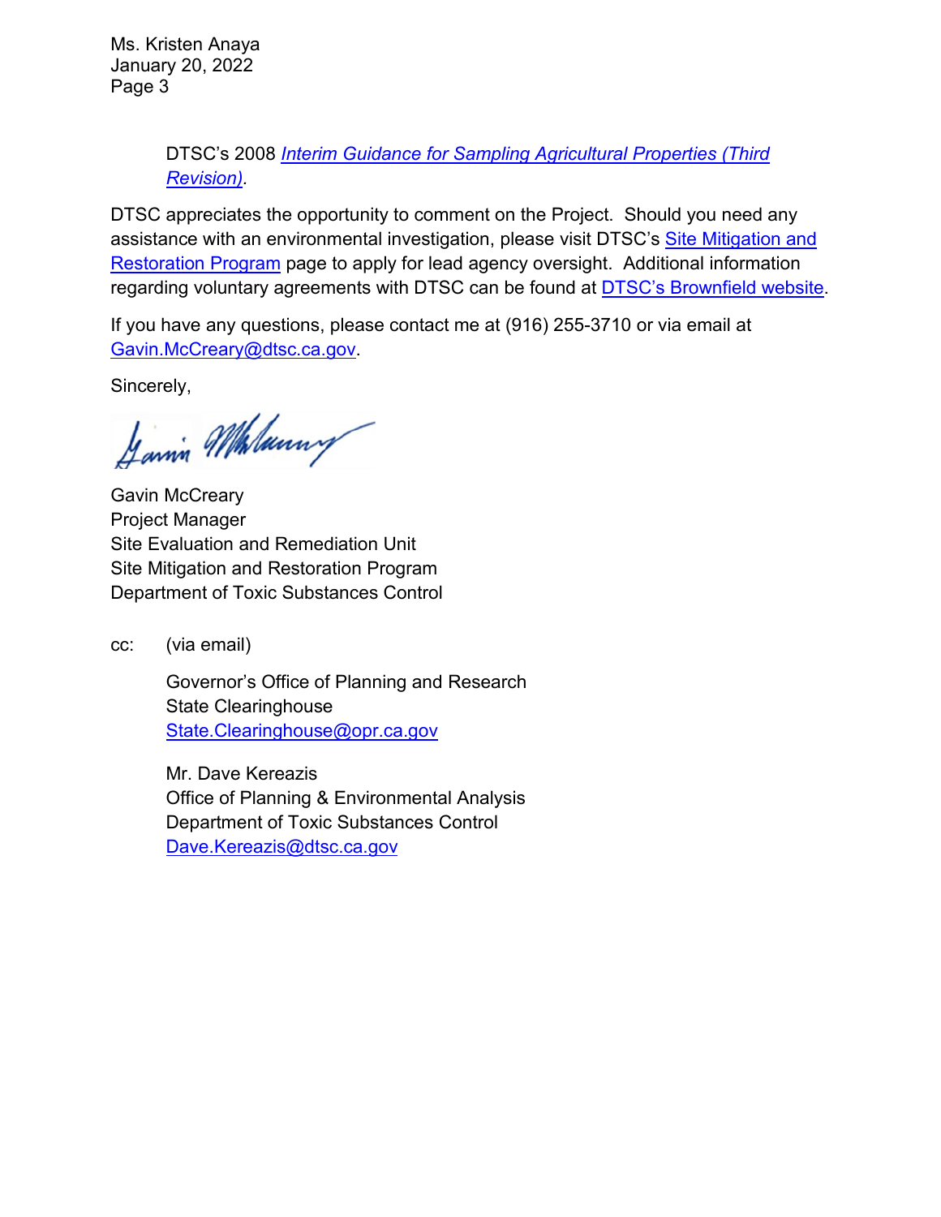DTSC's 2008 *Interim Guidance for Sampling Agricultural Properties (Third Revision)*.

DTSC appreciates the opportunity to comment on the Project. Should you need any assistance with an environmental investigation, please visit DTSC's Site Mitigation and Restoration Program page to apply for lead agency oversight. Additional information regarding voluntary agreements with DTSC can be found at DTSC's Brownfield website.

If you have any questions, please contact me at (916) 255-3710 or via email at Gavin.McCreary@dtsc.ca.gov.

Sincerely,

Gavin McCreary
Project Manager
Site Evaluation and Remediation Unit
Site Mitigation and Restoration Program
Department of Toxic Substances Control

cc: (via email)

Governor's Office of Planning and Research
State Clearinghouse
State.Clearinghouse@opr.ca.gov

Mr. Dave Kereazis
Office of Planning & Environmental Analysis
Department of Toxic Substances Control
Dave.Kereazis@dtsc.ca.gov